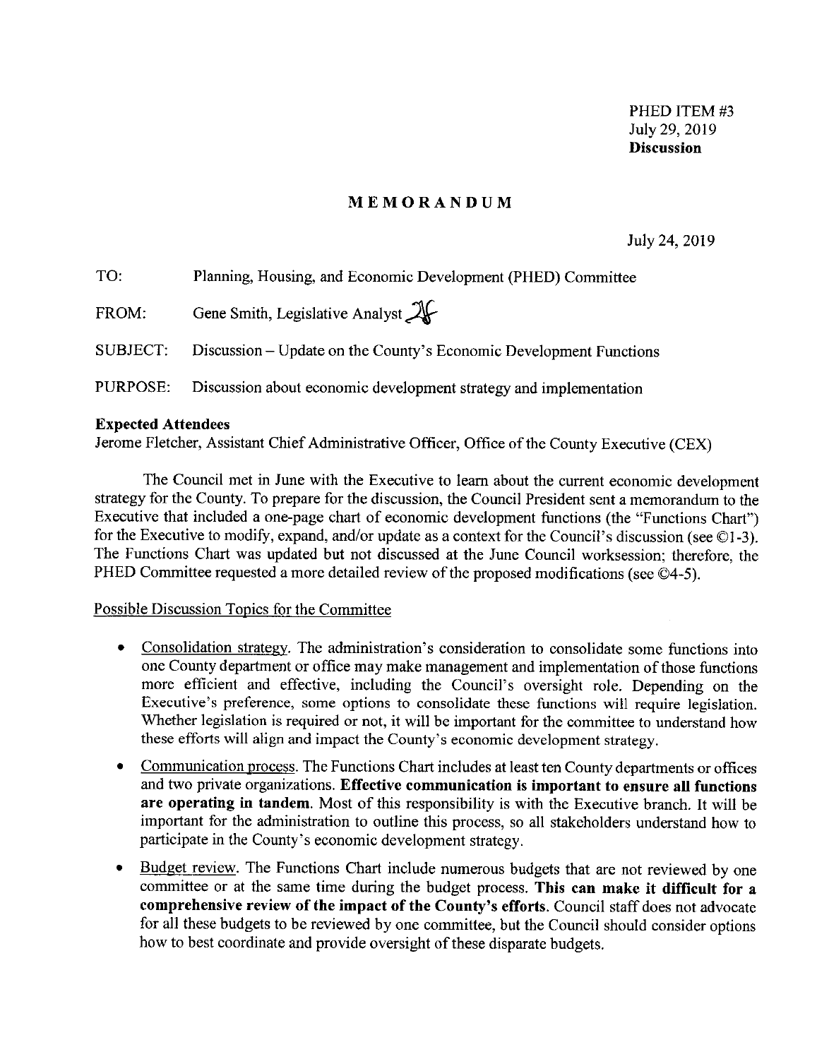PHED ITEM #3
July 29, 2019
**Discussion**

# MEMORANDUM

July 24, 2019

TO: Planning, Housing, and Economic Development (PHED) Committee

FROM: Gene Smith, Legislative Analyst

SUBJECT: Discussion – Update on the County's Economic Development Functions

PURPOSE: Discussion about economic development strategy and implementation

**Expected Attendees**

Jerome Fletcher, Assistant Chief Administrative Officer, Office of the County Executive (CEX)

The Council met in June with the Executive to learn about the current economic development strategy for the County. To prepare for the discussion, the Council President sent a memorandum to the Executive that included a one-page chart of economic development functions (the "Functions Chart") for the Executive to modify, expand, and/or update as a context for the Council's discussion (see ©1-3). The Functions Chart was updated but not discussed at the June Council worksession; therefore, the PHED Committee requested a more detailed review of the proposed modifications (see ©4-5).

Possible Discussion Topics for the Committee

- Consolidation strategy. The administration's consideration to consolidate some functions into one County department or office may make management and implementation of those functions more efficient and effective, including the Council's oversight role. Depending on the Executive's preference, some options to consolidate these functions will require legislation. Whether legislation is required or not, it will be important for the committee to understand how these efforts will align and impact the County's economic development strategy.
- Communication process. The Functions Chart includes at least ten County departments or offices and two private organizations. **Effective communication is important to ensure all functions are operating in tandem.** Most of this responsibility is with the Executive branch. It will be important for the administration to outline this process, so all stakeholders understand how to participate in the County's economic development strategy.
- Budget review. The Functions Chart include numerous budgets that are not reviewed by one committee or at the same time during the budget process. **This can make it difficult for a comprehensive review of the impact of the County's efforts.** Council staff does not advocate for all these budgets to be reviewed by one committee, but the Council should consider options how to best coordinate and provide oversight of these disparate budgets.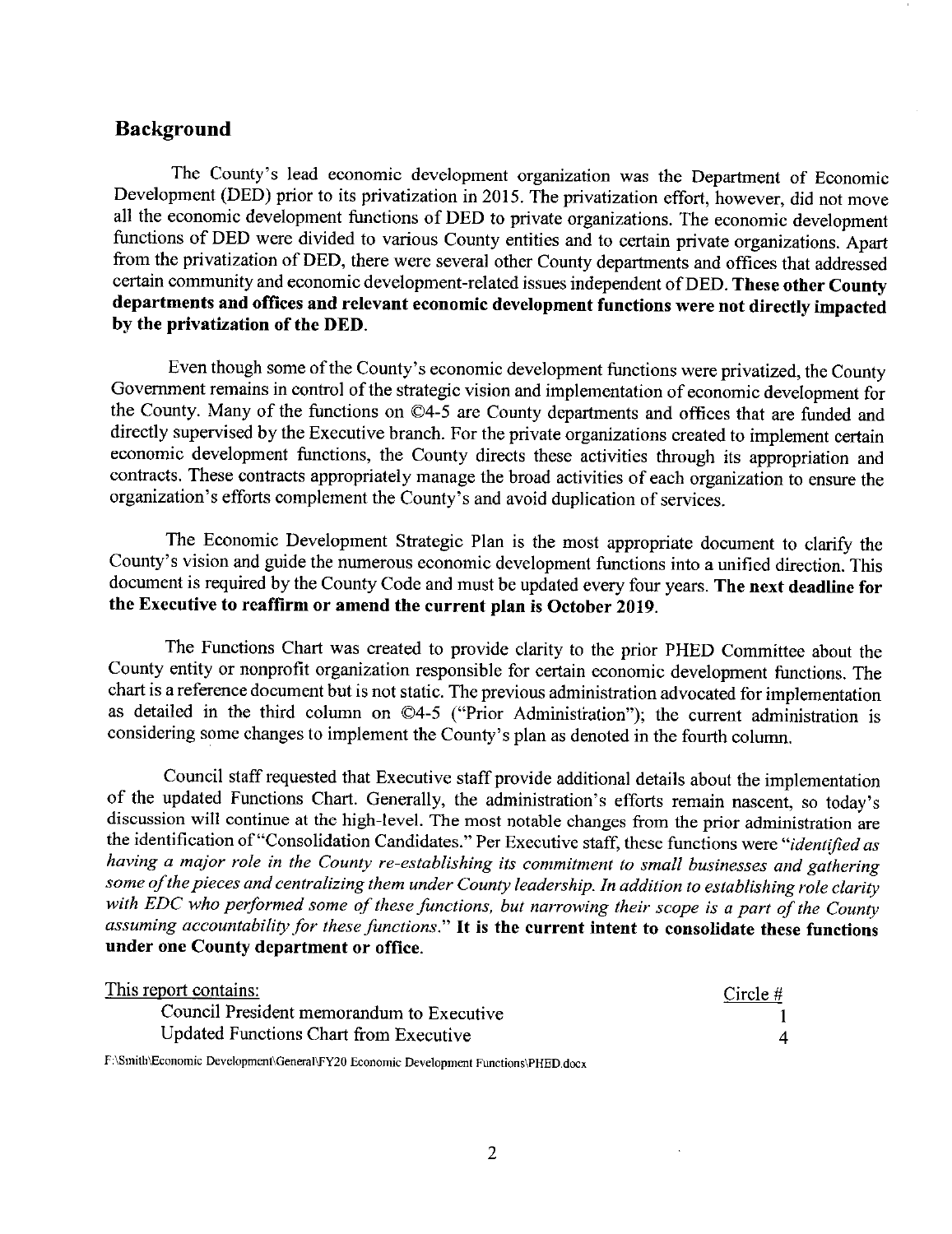## Background

The County's lead economic development organization was the Department of Economic Development (DED) prior to its privatization in 2015. The privatization effort, however, did not move all the economic development functions of DED to private organizations. The economic development functions of DED were divided to various County entities and to certain private organizations. Apart from the privatization of DED, there were several other County departments and offices that addressed certain community and economic development-related issues independent of DED. **These other County departments and offices and relevant economic development functions were not directly impacted by the privatization of the DED.**

Even though some of the County's economic development functions were privatized, the County Government remains in control of the strategic vision and implementation of economic development for the County. Many of the functions on ©4-5 are County departments and offices that are funded and directly supervised by the Executive branch. For the private organizations created to implement certain economic development functions, the County directs these activities through its appropriation and contracts. These contracts appropriately manage the broad activities of each organization to ensure the organization's efforts complement the County's and avoid duplication of services.

The Economic Development Strategic Plan is the most appropriate document to clarify the County's vision and guide the numerous economic development functions into a unified direction. This document is required by the County Code and must be updated every four years. **The next deadline for the Executive to reaffirm or amend the current plan is October 2019.**

The Functions Chart was created to provide clarity to the prior PHED Committee about the County entity or nonprofit organization responsible for certain economic development functions. The chart is a reference document but is not static. The previous administration advocated for implementation as detailed in the third column on ©4-5 ("Prior Administration"); the current administration is considering some changes to implement the County's plan as denoted in the fourth column.

Council staff requested that Executive staff provide additional details about the implementation of the updated Functions Chart. Generally, the administration's efforts remain nascent, so today's discussion will continue at the high-level. The most notable changes from the prior administration are the identification of "Consolidation Candidates." Per Executive staff, these functions were "*identified as having a major role in the County re-establishing its commitment to small businesses and gathering some of the pieces and centralizing them under County leadership. In addition to establishing role clarity with EDC who performed some of these functions, but narrowing their scope is a part of the County assuming accountability for these functions.*" **It is the current intent to consolidate these functions under one County department or office.**

| This report contains: | Circle # |
|---|---|
| Council President memorandum to Executive | 1 |
| Updated Functions Chart from Executive | 4 |

F:\Smith\Economic Development\General\FY20 Economic Development Functions\PHED.docx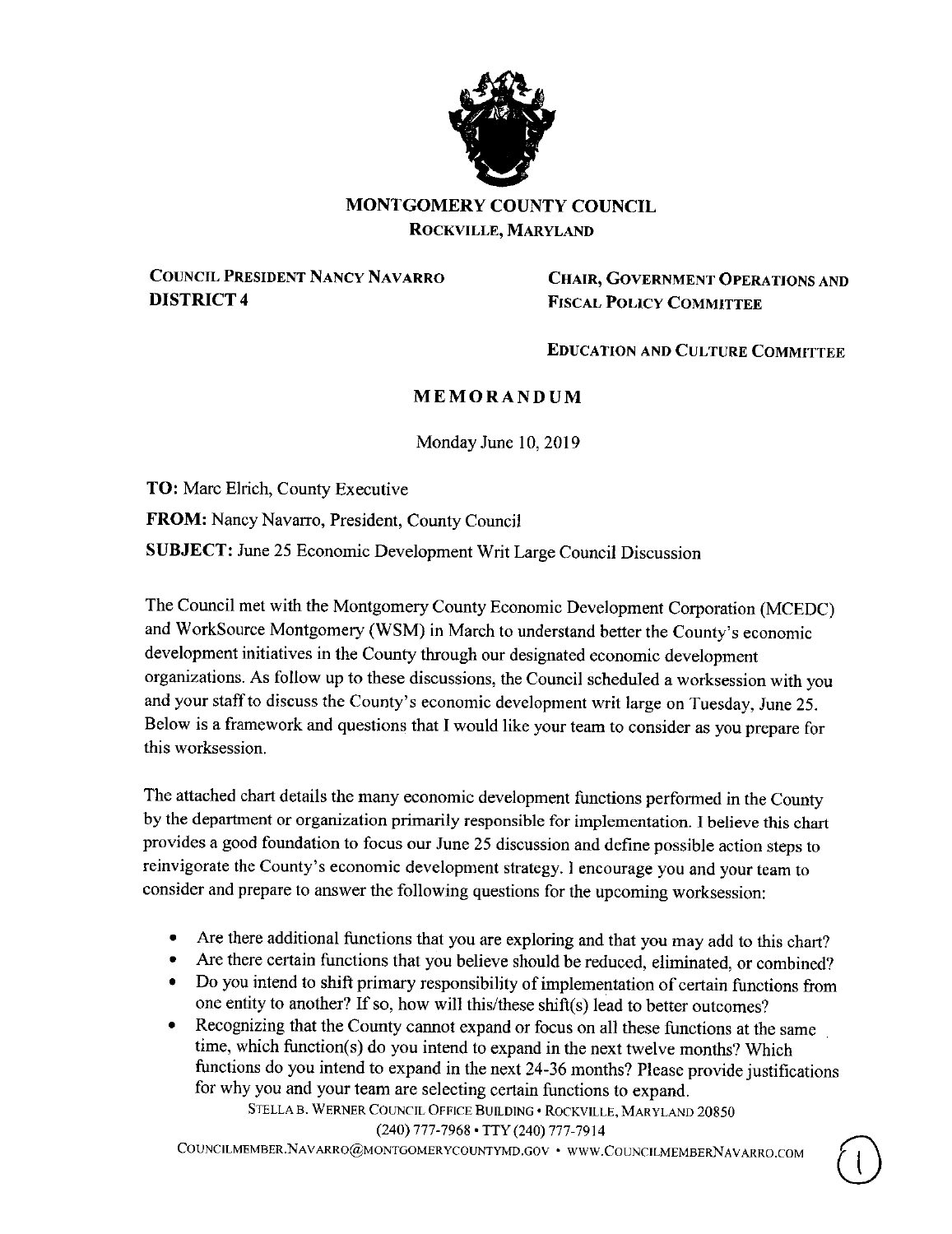# MONTGOMERY COUNTY COUNCIL

**ROCKVILLE, MARYLAND**

**COUNCIL PRESIDENT NANCY NAVARRO**
**DISTRICT 4**

**CHAIR, GOVERNMENT OPERATIONS AND FISCAL POLICY COMMITTEE**

**EDUCATION AND CULTURE COMMITTEE**

## MEMORANDUM

Monday June 10, 2019

**TO:** Marc Elrich, County Executive

**FROM:** Nancy Navarro, President, County Council

**SUBJECT:** June 25 Economic Development Writ Large Council Discussion

The Council met with the Montgomery County Economic Development Corporation (MCEDC) and WorkSource Montgomery (WSM) in March to understand better the County's economic development initiatives in the County through our designated economic development organizations. As follow up to these discussions, the Council scheduled a worksession with you and your staff to discuss the County's economic development writ large on Tuesday, June 25. Below is a framework and questions that I would like your team to consider as you prepare for this worksession.

The attached chart details the many economic development functions performed in the County by the department or organization primarily responsible for implementation. I believe this chart provides a good foundation to focus our June 25 discussion and define possible action steps to reinvigorate the County's economic development strategy. I encourage you and your team to consider and prepare to answer the following questions for the upcoming worksession:

- Are there additional functions that you are exploring and that you may add to this chart?
- Are there certain functions that you believe should be reduced, eliminated, or combined?
- Do you intend to shift primary responsibility of implementation of certain functions from one entity to another? If so, how will this/these shift(s) lead to better outcomes?
- Recognizing that the County cannot expand or focus on all these functions at the same time, which function(s) do you intend to expand in the next twelve months? Which functions do you intend to expand in the next 24-36 months? Please provide justifications for why you and your team are selecting certain functions to expand.

STELLA B. WERNER COUNCIL OFFICE BUILDING • ROCKVILLE, MARYLAND 20850
(240) 777-7968 • TTY (240) 777-7914
COUNCILMEMBER.NAVARRO@MONTGOMERYCOUNTYMD.GOV • WWW.COUNCILMEMBERNAVARRO.COM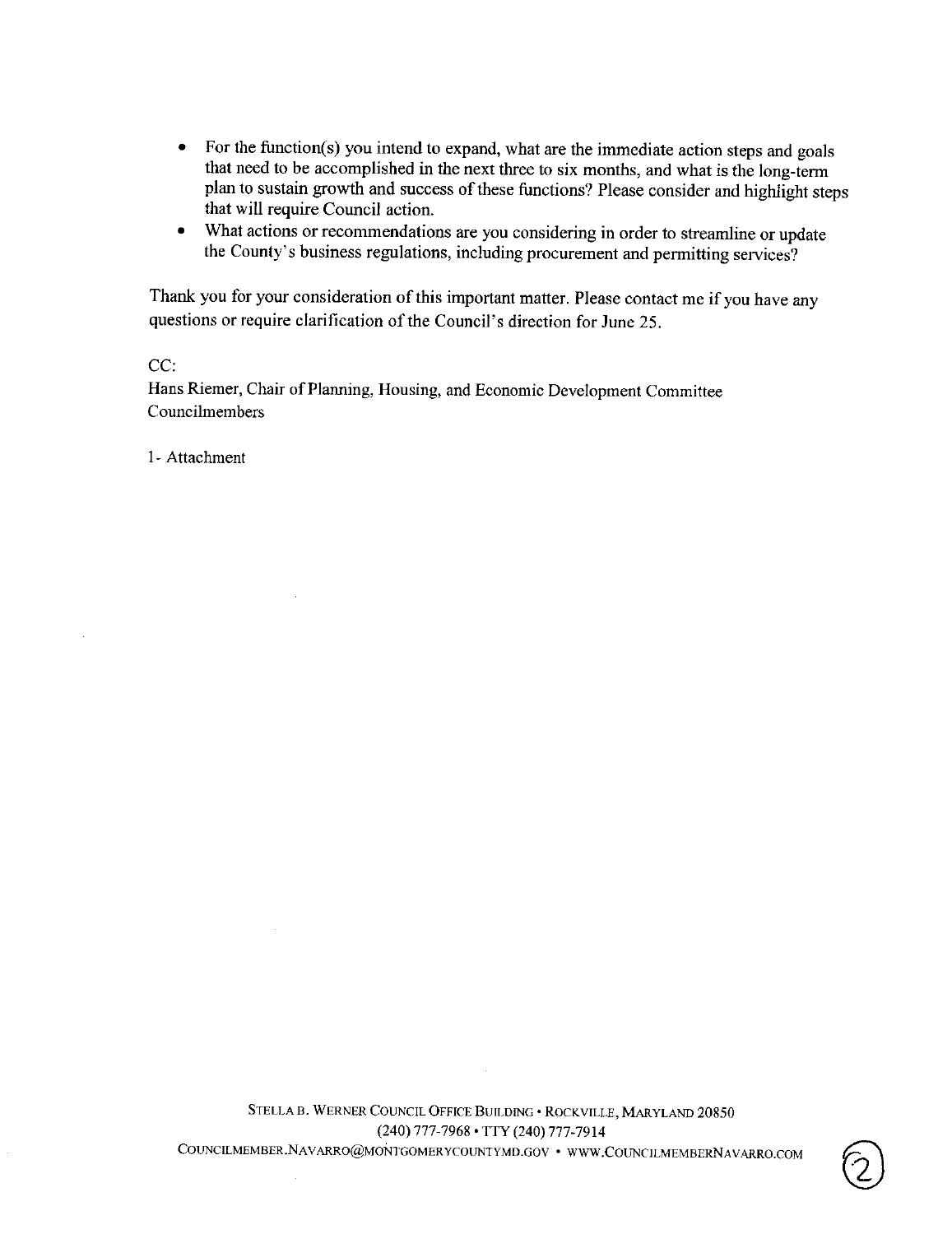- For the function(s) you intend to expand, what are the immediate action steps and goals that need to be accomplished in the next three to six months, and what is the long-term plan to sustain growth and success of these functions? Please consider and highlight steps that will require Council action.
- What actions or recommendations are you considering in order to streamline or update the County's business regulations, including procurement and permitting services?

Thank you for your consideration of this important matter. Please contact me if you have any questions or require clarification of the Council's direction for June 25.

CC:
Hans Riemer, Chair of Planning, Housing, and Economic Development Committee
Councilmembers

1- Attachment

STELLA B. WERNER COUNCIL OFFICE BUILDING • ROCKVILLE, MARYLAND 20850
(240) 777-7968 • TTY (240) 777-7914
COUNCILMEMBER.NAVARRO@MONTGOMERYCOUNTYMD.GOV • WWW.COUNCILMEMBERNAVARRO.COM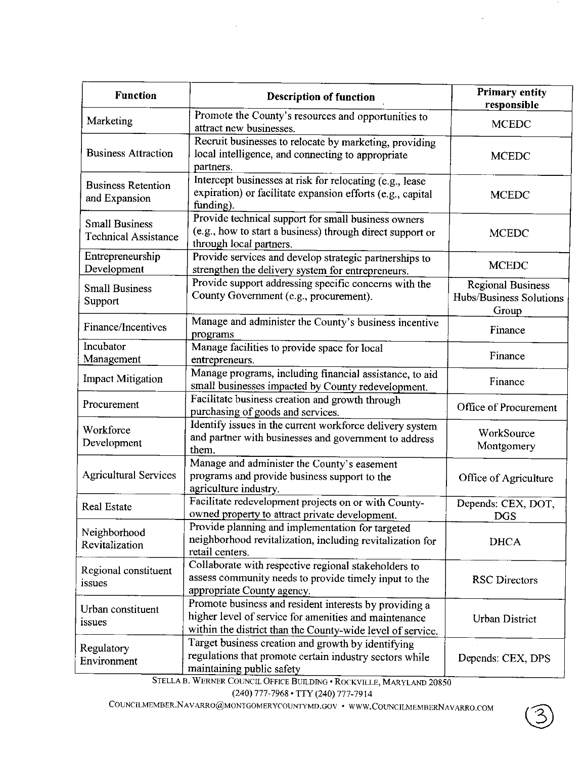| Function | Description of function | Primary entity responsible |
|---|---|---|
| Marketing | Promote the County's resources and opportunities to attract new businesses. | MCEDC |
| Business Attraction | Recruit businesses to relocate by marketing, providing local intelligence, and connecting to appropriate partners. | MCEDC |
| Business Retention and Expansion | Intercept businesses at risk for relocating (e.g., lease expiration) or facilitate expansion efforts (e.g., capital funding). | MCEDC |
| Small Business Technical Assistance | Provide technical support for small business owners (e.g., how to start a business) through direct support or through local partners. | MCEDC |
| Entrepreneurship Development | Provide services and develop strategic partnerships to strengthen the delivery system for entrepreneurs. | MCEDC |
| Small Business Support | Provide support addressing specific concerns with the County Government (e.g., procurement). | Regional Business Hubs/Business Solutions Group |
| Finance/Incentives | Manage and administer the County's business incentive programs | Finance |
| Incubator Management | Manage facilities to provide space for local entrepreneurs. | Finance |
| Impact Mitigation | Manage programs, including financial assistance, to aid small businesses impacted by County redevelopment. | Finance |
| Procurement | Facilitate business creation and growth through purchasing of goods and services. | Office of Procurement |
| Workforce Development | Identify issues in the current workforce delivery system and partner with businesses and government to address them. | WorkSource Montgomery |
| Agricultural Services | Manage and administer the County's easement programs and provide business support to the agriculture industry. | Office of Agriculture |
| Real Estate | Facilitate redevelopment projects on or with County-owned property to attract private development. | Depends: CEX, DOT, DGS |
| Neighborhood Revitalization | Provide planning and implementation for targeted neighborhood revitalization, including revitalization for retail centers. | DHCA |
| Regional constituent issues | Collaborate with respective regional stakeholders to assess community needs to provide timely input to the appropriate County agency. | RSC Directors |
| Urban constituent issues | Promote business and resident interests by providing a higher level of service for amenities and maintenance within the district than the County-wide level of service. | Urban District |
| Regulatory Environment | Target business creation and growth by identifying regulations that promote certain industry sectors while maintaining public safety | Depends: CEX, DPS |

STELLA B. WERNER COUNCIL OFFICE BUILDING • ROCKVILLE, MARYLAND 20850
(240) 777-7968 • TTY (240) 777-7914
COUNCILMEMBER.NAVARRO@MONTGOMERYCOUNTYMD.GOV • WWW.COUNCILMEMBERNAVARRO.COM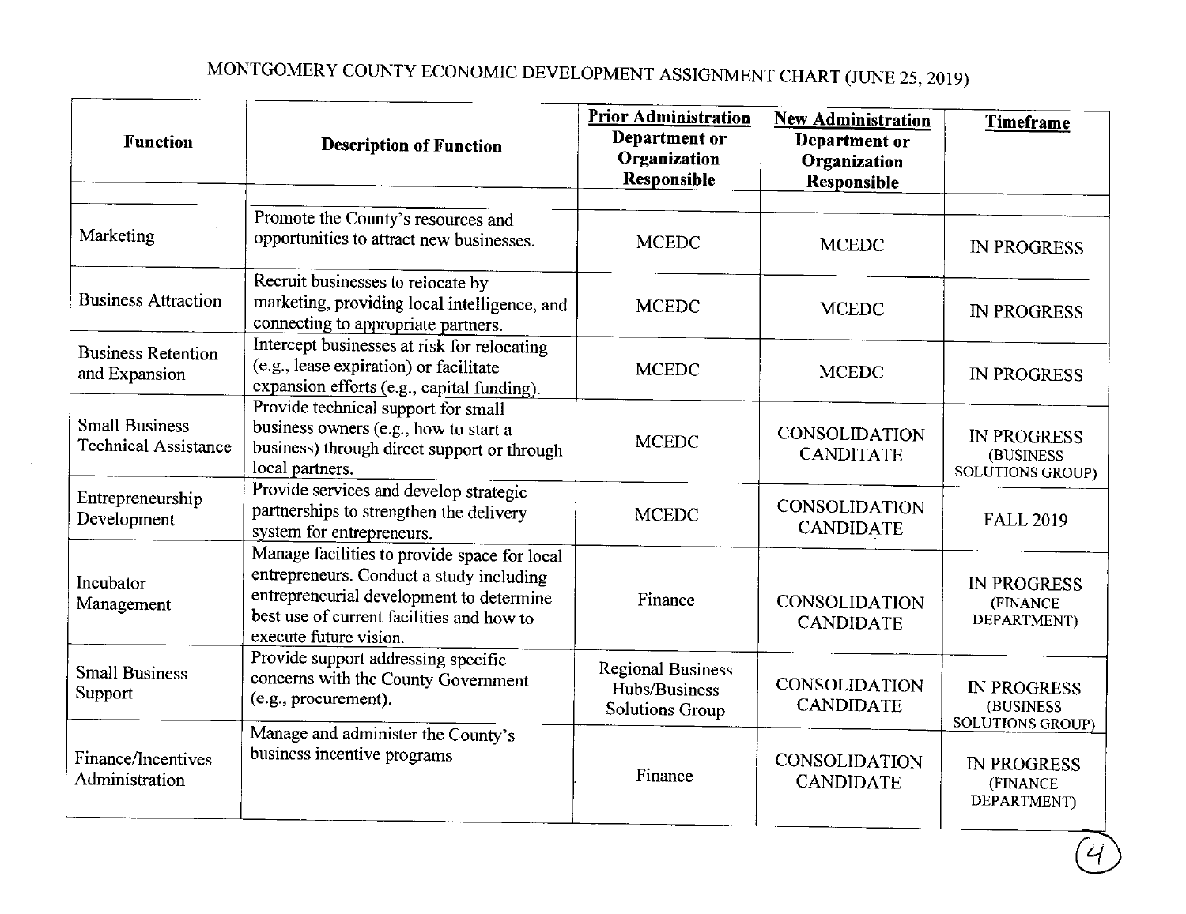# MONTGOMERY COUNTY ECONOMIC DEVELOPMENT ASSIGNMENT CHART (JUNE 25, 2019)

| Function | Description of Function | Prior Administration Department or Organization Responsible | New Administration Department or Organization Responsible | Timeframe |
|---|---|---|---|---|
| | | | | |
| Marketing | Promote the County's resources and opportunities to attract new businesses. | MCEDC | MCEDC | IN PROGRESS |
| Business Attraction | Recruit businesses to relocate by marketing, providing local intelligence, and connecting to appropriate partners. | MCEDC | MCEDC | IN PROGRESS |
| Business Retention and Expansion | Intercept businesses at risk for relocating (e.g., lease expiration) or facilitate expansion efforts (e.g., capital funding). | MCEDC | MCEDC | IN PROGRESS |
| Small Business Technical Assistance | Provide technical support for small business owners (e.g., how to start a business) through direct support or through local partners. | MCEDC | CONSOLIDATION CANDITATE | IN PROGRESS (BUSINESS SOLUTIONS GROUP) |
| Entrepreneurship Development | Provide services and develop strategic partnerships to strengthen the delivery system for entrepreneurs. | MCEDC | CONSOLIDATION CANDIDATE | FALL 2019 |
| Incubator Management | Manage facilities to provide space for local entrepreneurs. Conduct a study including entrepreneurial development to determine best use of current facilities and how to execute future vision. | Finance | CONSOLIDATION CANDIDATE | IN PROGRESS (FINANCE DEPARTMENT) |
| Small Business Support | Provide support addressing specific concerns with the County Government (e.g., procurement). | Regional Business Hubs/Business Solutions Group | CONSOLIDATION CANDIDATE | IN PROGRESS (BUSINESS SOLUTIONS GROUP) |
| Finance/Incentives Administration | Manage and administer the County's business incentive programs | Finance | CONSOLIDATION CANDIDATE | IN PROGRESS (FINANCE DEPARTMENT) |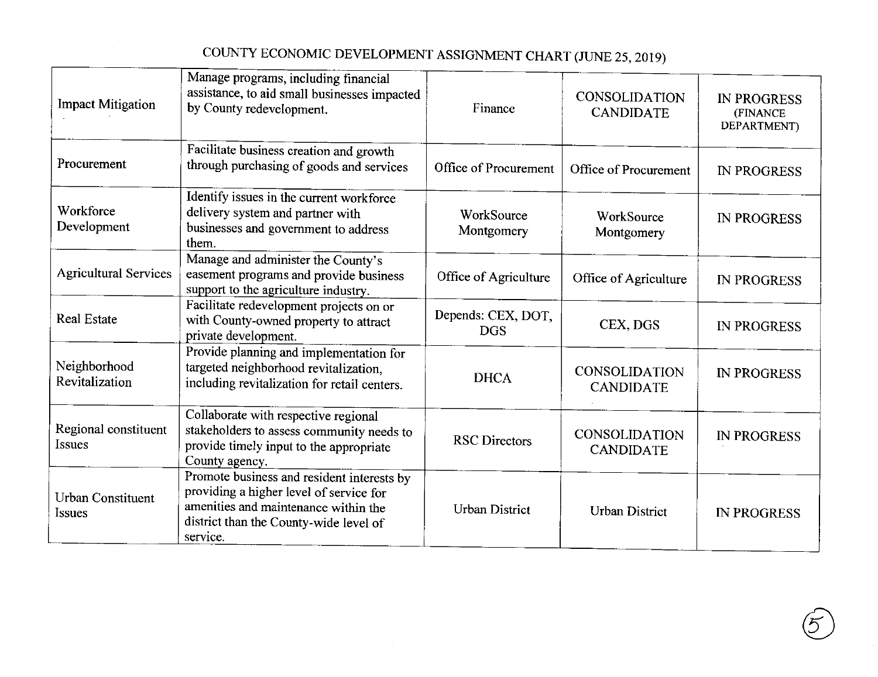# COUNTY ECONOMIC DEVELOPMENT ASSIGNMENT CHART (JUNE 25, 2019)

| | | | | |
|---|---|---|---|---|
| Impact Mitigation | Manage programs, including financial assistance, to aid small businesses impacted by County redevelopment. | Finance | CONSOLIDATION CANDIDATE | IN PROGRESS (FINANCE DEPARTMENT) |
| Procurement | Facilitate business creation and growth through purchasing of goods and services | Office of Procurement | Office of Procurement | IN PROGRESS |
| Workforce Development | Identify issues in the current workforce delivery system and partner with businesses and government to address them. | WorkSource Montgomery | WorkSource Montgomery | IN PROGRESS |
| Agricultural Services | Manage and administer the County's easement programs and provide business support to the agriculture industry. | Office of Agriculture | Office of Agriculture | IN PROGRESS |
| Real Estate | Facilitate redevelopment projects on or with County-owned property to attract private development. | Depends: CEX, DOT, DGS | CEX, DGS | IN PROGRESS |
| Neighborhood Revitalization | Provide planning and implementation for targeted neighborhood revitalization, including revitalization for retail centers. | DHCA | CONSOLIDATION CANDIDATE | IN PROGRESS |
| Regional constituent Issues | Collaborate with respective regional stakeholders to assess community needs to provide timely input to the appropriate County agency. | RSC Directors | CONSOLIDATION CANDIDATE | IN PROGRESS |
| Urban Constituent Issues | Promote business and resident interests by providing a higher level of service for amenities and maintenance within the district than the County-wide level of service. | Urban District | Urban District | IN PROGRESS |